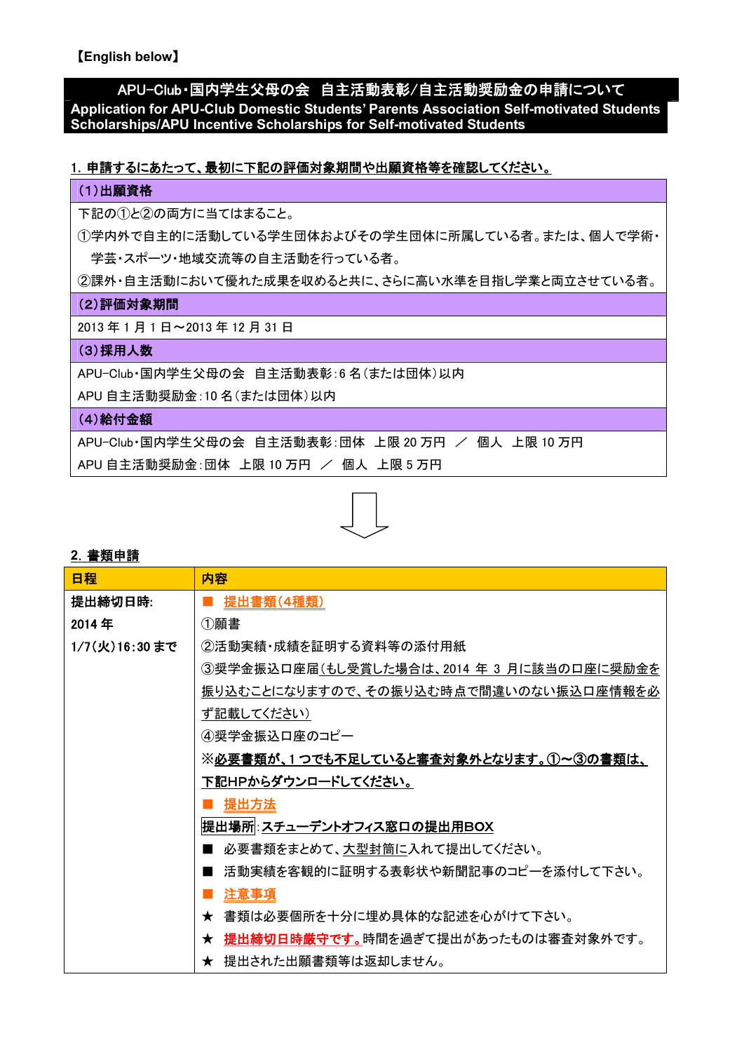【English below】

# APU-Club・国内学生父母の会　自主活動表彰/自主活動奨励金の申請について

**Application for APU-Club Domestic Students' Parents Association Self-motivated Students Scholarships/APU Incentive Scholarships for Self-motivated Students**

## 1. 申請するにあたって、最初に下記の評価対象期間や出願資格等を確認してください。

| （1）出願資格 |
| --- |
| 下記の①と②の両方に当てはまること。<br>①学内外で自主的に活動している学生団体およびその学生団体に所属している者。または、個人で学術・学芸・スポーツ・地域交流等の自主活動を行っている者。<br>②課外・自主活動において優れた成果を収めると共に、さらに高い水準を目指し学業と両立させている者。 |
| **（2）評価対象期間** |
| 2013 年 1 月 1 日～2013 年 12 月 31 日 |
| **（3）採用人数** |
| APU-Club・国内学生父母の会　自主活動表彰：6 名（または団体）以内<br>APU 自主活動奨励金：10 名（または団体）以内 |
| **（4）給付金額** |
| APU-Club・国内学生父母の会　自主活動表彰：団体　上限 20 万円　／　個人　上限 10 万円<br>APU 自主活動奨励金：団体　上限 10 万円　／　個人　上限 5 万円 |

⇩

## 2. 書類申請

| 日程 | 内容 |
| --- | --- |
| **提出締切日時:**<br>**2014 年**<br>**1/7（火）16:30 まで** | ■　提出書類（4種類）<br>①願書<br>②活動実績・成績を証明する資料等の添付用紙<br>③奨学金振込口座届（もし受賞した場合は、2014 年 3 月に該当の口座に奨励金を振り込むことになりますので、その振り込む時点で間違いのない振込口座情報を必ず記載してください）<br>④奨学金振込口座のコピー<br>**※必要書類が、1 つでも不足していると審査対象外となります。①～③の書類は、下記HPからダウンロードしてください。**<br>■　提出方法<br>**提出場所：スチューデントオフィス窓口の提出用BOX**<br>■　必要書類をまとめて、大型封筒に入れて提出してください。<br>■　活動実績を客観的に証明する表彰状や新聞記事のコピーを添付して下さい。<br>■　注意事項<br>★　書類は必要個所を十分に埋め具体的な記述を心がけて下さい。<br>★　**提出締切日時厳守です。**時間を過ぎて提出があったものは審査対象外です。<br>★　提出された出願書類等は返却しません。 |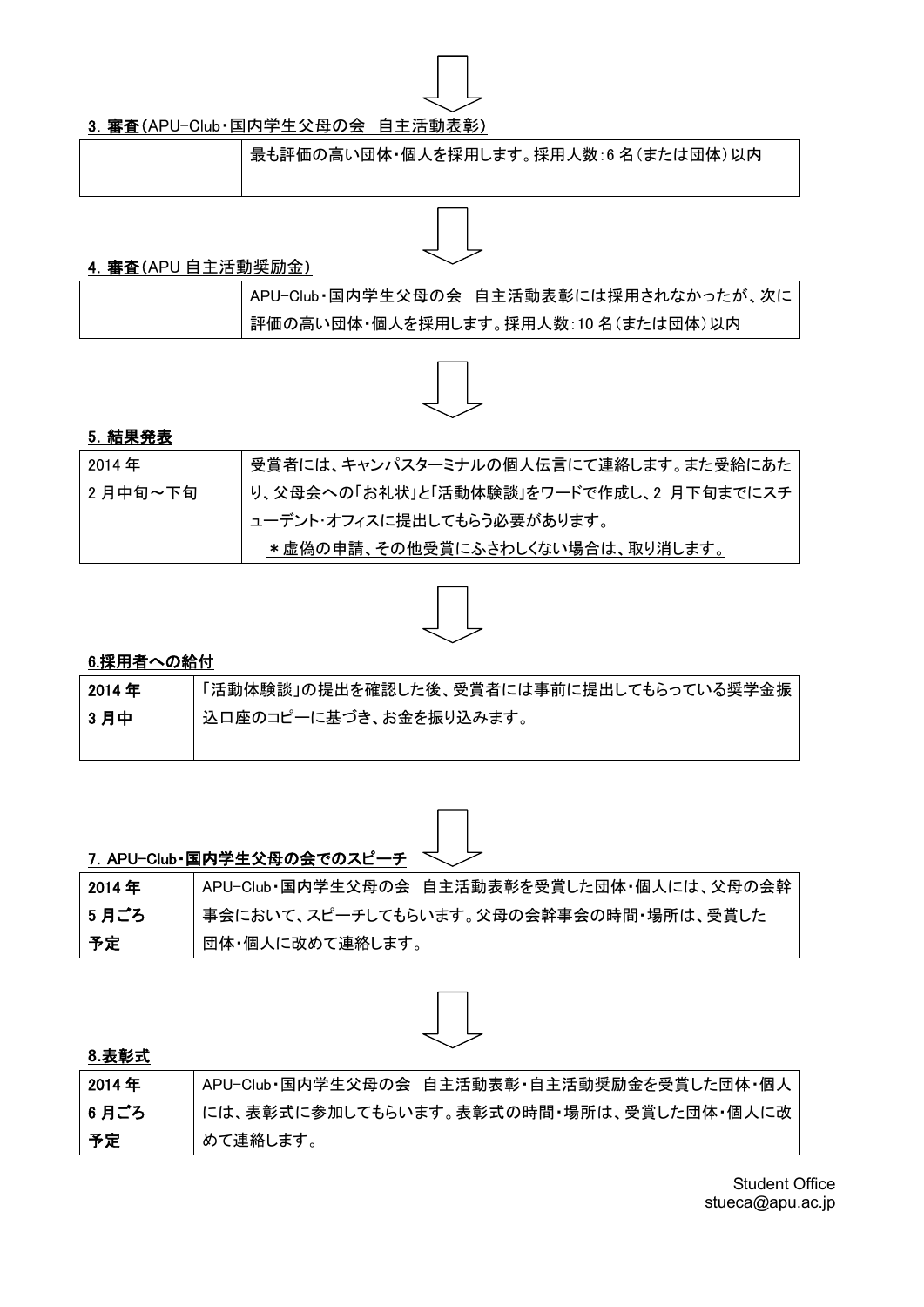3. 審査(APU-Club・国内学生父母の会　自主活動表彰)

| | |
|---|---|
| | 最も評価の高い団体・個人を採用します。採用人数:6 名(または団体)以内 |

4. 審査(APU 自主活動奨励金)

| | |
|---|---|
| | APU-Club・国内学生父母の会　自主活動表彰には採用されなかったが、次に評価の高い団体・個人を採用します。採用人数:10 名(または団体)以内 |

5. 結果発表

| | |
|---|---|
| 2014 年<br>2 月中旬～下旬 | 受賞者には、キャンパスターミナルの個人伝言にて連絡します。また受給にあたり、父母会への「お礼状」と「活動体験談」をワードで作成し、2 月下旬までにスチューデント･オフィスに提出してもらう必要があります。<br>＊虚偽の申請、その他受賞にふさわしくない場合は、取り消します。 |

6.採用者への給付

| | |
|---|---|
| 2014 年<br>3 月中 | 「活動体験談」の提出を確認した後、受賞者には事前に提出してもらっている奨学金振込口座のコピーに基づき、お金を振り込みます。 |

7. APU-Club・国内学生父母の会でのスピーチ

| | |
|---|---|
| 2014 年<br>5 月ごろ<br>予定 | APU-Club・国内学生父母の会　自主活動表彰を受賞した団体・個人には、父母の会幹事会において、スピーチしてもらいます。父母の会幹事会の時間・場所は、受賞した団体・個人に改めて連絡します。 |

8.表彰式

| | |
|---|---|
| 2014 年<br>6 月ごろ<br>予定 | APU-Club・国内学生父母の会　自主活動表彰・自主活動奨励金を受賞した団体・個人には、表彰式に参加してもらいます。表彰式の時間・場所は、受賞した団体・個人に改めて連絡します。 |

Student Office
stueca@apu.ac.jp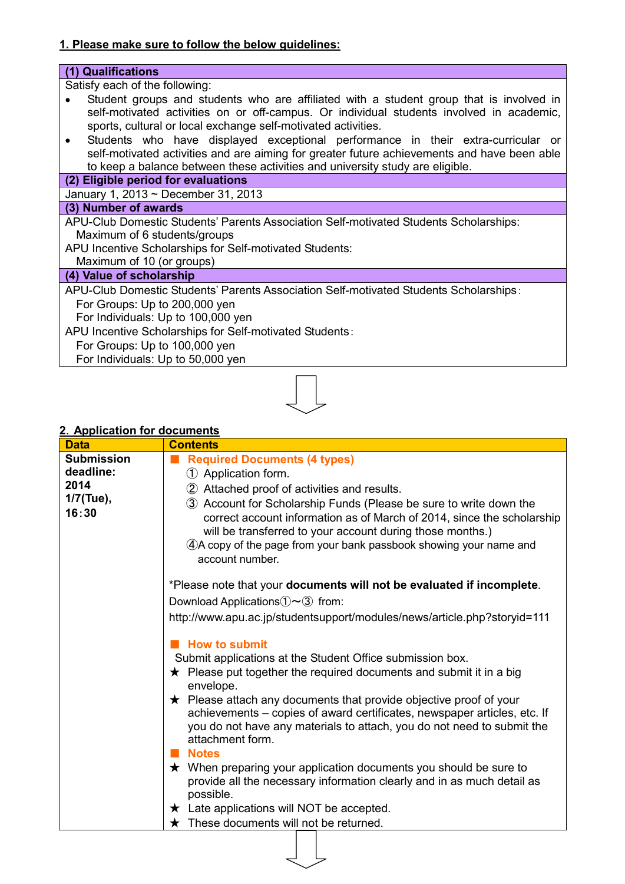## 1. Please make sure to follow the below guidelines:

| (1) Qualifications |
|---|
| Satisfy each of the following:<br>• Student groups and students who are affiliated with a student group that is involved in self-motivated activities on or off-campus. Or individual students involved in academic, sports, cultural or local exchange self-motivated activities.<br>• Students who have displayed exceptional performance in their extra-curricular or self-motivated activities and are aiming for greater future achievements and have been able to keep a balance between these activities and university study are eligible. |
| **(2) Eligible period for evaluations** |
| January 1, 2013 ~ December 31, 2013 |
| **(3) Number of awards** |
| APU-Club Domestic Students' Parents Association Self-motivated Students Scholarships:<br>Maximum of 6 students/groups<br>APU Incentive Scholarships for Self-motivated Students:<br>Maximum of 10 (or groups) |
| **(4) Value of scholarship** |
| APU-Club Domestic Students' Parents Association Self-motivated Students Scholarships:<br>For Groups: Up to 200,000 yen<br>For Individuals: Up to 100,000 yen<br>APU Incentive Scholarships for Self-motivated Students:<br>For Groups: Up to 100,000 yen<br>For Individuals: Up to 50,000 yen |

## 2. Application for documents

| Data | Contents |
|---|---|
| **Submission deadline: 2014 1/7(Tue), 16:30** | ■ **Required Documents (4 types)**<br>① Application form.<br>② Attached proof of activities and results.<br>③ Account for Scholarship Funds (Please be sure to write down the correct account information as of March of 2014, since the scholarship will be transferred to your account during those months.)<br>④A copy of the page from your bank passbook showing your name and account number.<br><br>*Please note that your **documents will not be evaluated if incomplete**.<br>Download Applications①~③ from:<br>http://www.apu.ac.jp/studentsupport/modules/news/article.php?storyid=111<br><br>■ **How to submit**<br>Submit applications at the Student Office submission box.<br>★ Please put together the required documents and submit it in a big envelope.<br>★ Please attach any documents that provide objective proof of your achievements – copies of award certificates, newspaper articles, etc. If you do not have any materials to attach, you do not need to submit the attachment form.<br>■ **Notes**<br>★ When preparing your application documents you should be sure to provide all the necessary information clearly and in as much detail as possible.<br>★ Late applications will NOT be accepted.<br>★ These documents will not be returned. |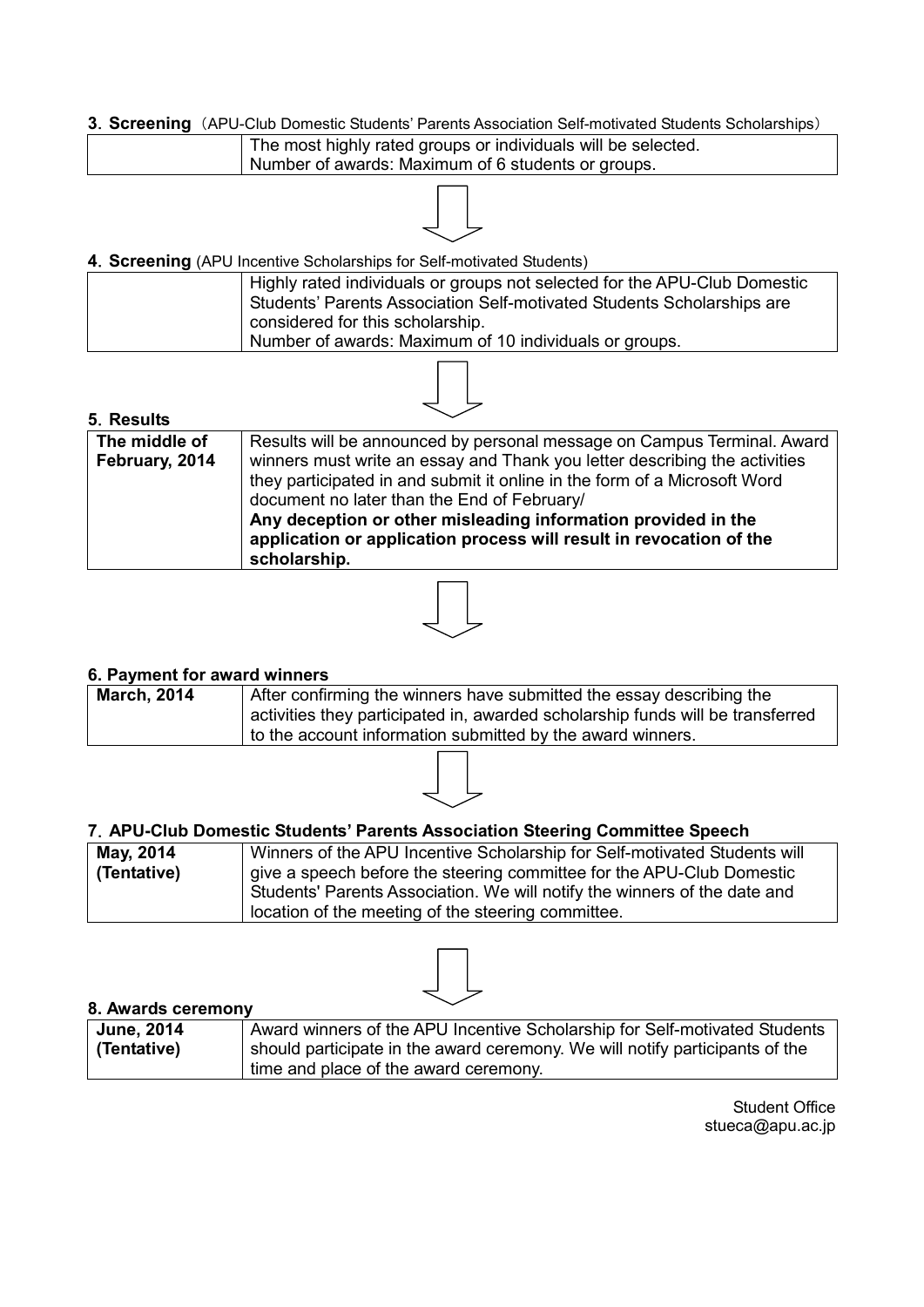**3. Screening** (APU-Club Domestic Students' Parents Association Self-motivated Students Scholarships)

| | |
|---|---|
| | The most highly rated groups or individuals will be selected.<br>Number of awards: Maximum of 6 students or groups. |

**4. Screening** (APU Incentive Scholarships for Self-motivated Students)

| | |
|---|---|
| | Highly rated individuals or groups not selected for the APU-Club Domestic Students' Parents Association Self-motivated Students Scholarships are considered for this scholarship.<br>Number of awards: Maximum of 10 individuals or groups. |

**5. Results**

| | |
|---|---|
| **The middle of February, 2014** | Results will be announced by personal message on Campus Terminal. Award winners must write an essay and Thank you letter describing the activities they participated in and submit it online in the form of a Microsoft Word document no later than the End of February/<br>**Any deception or other misleading information provided in the application or application process will result in revocation of the scholarship.** |

**6. Payment for award winners**

| | |
|---|---|
| **March, 2014** | After confirming the winners have submitted the essay describing the activities they participated in, awarded scholarship funds will be transferred to the account information submitted by the award winners. |

**7. APU-Club Domestic Students' Parents Association Steering Committee Speech**

| | |
|---|---|
| **May, 2014 (Tentative)** | Winners of the APU Incentive Scholarship for Self-motivated Students will give a speech before the steering committee for the APU-Club Domestic Students' Parents Association. We will notify the winners of the date and location of the meeting of the steering committee. |

**8. Awards ceremony**

| | |
|---|---|
| **June, 2014 (Tentative)** | Award winners of the APU Incentive Scholarship for Self-motivated Students should participate in the award ceremony. We will notify participants of the time and place of the award ceremony. |

Student Office
stueca@apu.ac.jp